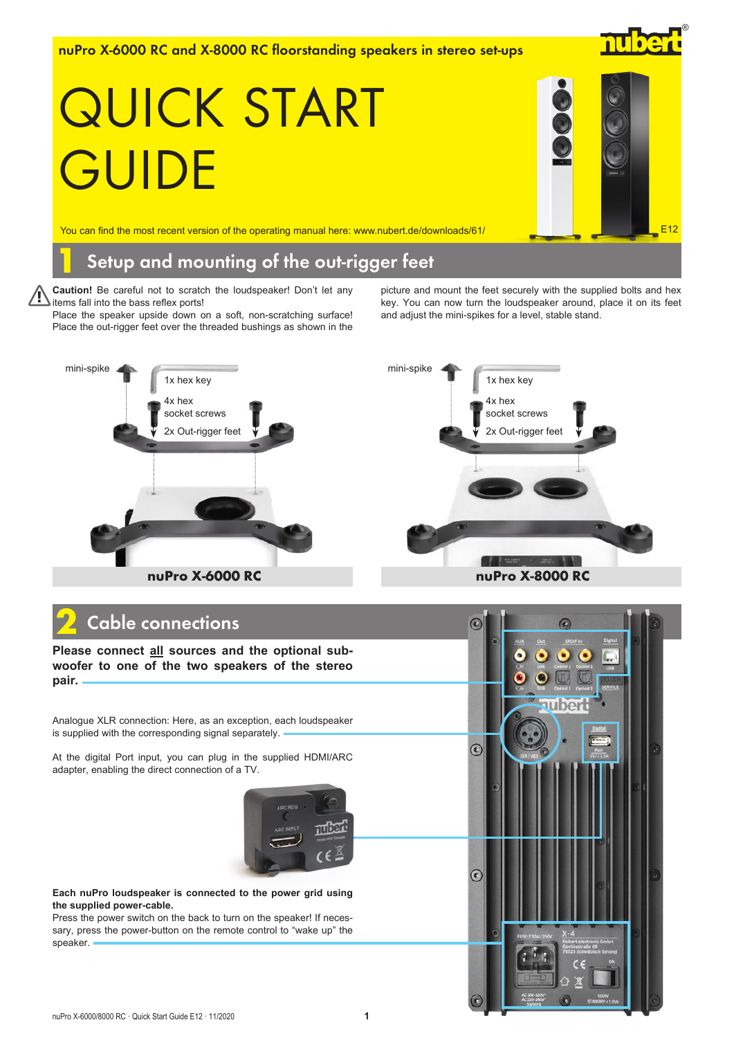nuPro X-6000 RC and X-8000 RC floorstanding speakers in stereo set-ups

# QUICK START GUIDE

You can find the most recent version of the operating manual here: www.nubert.de/downloads/61/

E12

## 1 Setup and mounting of the out-rigger feet

**Caution!** Be careful not to scratch the loudspeaker! Don't let any items fall into the bass reflex ports!
Place the speaker upside down on a soft, non-scratching surface! Place the out-rigger feet over the threaded bushings as shown in the picture and mount the feet securely with the supplied bolts and hex key. You can now turn the loudspeaker around, place it on its feet and adjust the mini-spikes for a level, stable stand.

mini-spike
1x hex key
4x hex socket screws
2x Out-rigger feet

**nuPro X-6000 RC**

mini-spike
1x hex key
4x hex socket screws
2x Out-rigger feet

**nuPro X-8000 RC**

## 2 Cable connections

**Please connect all sources and the optional subwoofer to one of the two speakers of the stereo pair.**

Analogue XLR connection: Here, as an exception, each loudspeaker is supplied with the corresponding signal separately.

At the digital Port input, you can plug in the supplied HDMI/ARC adapter, enabling the direct connection of a TV.

**Each nuPro loudspeaker is connected to the power grid using the supplied power-cable.**
Press the power switch on the back to turn on the speaker! If necessary, press the power-button on the remote control to "wake up" the speaker.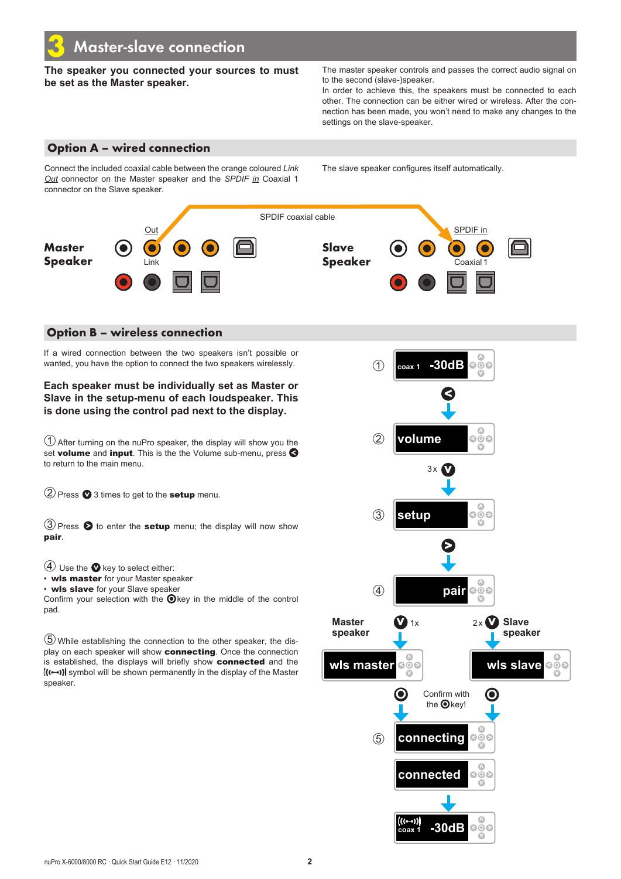# 3 Master-slave connection

**The speaker you connected your sources to must be set as the Master speaker.**

The master speaker controls and passes the correct audio signal on to the second (slave-)speaker.
In order to achieve this, the speakers must be connected to each other. The connection can be either wired or wireless. After the connection has been made, you won't need to make any changes to the settings on the slave-speaker.

## Option A – wired connection

Connect the included coaxial cable between the orange coloured *Link Out* connector on the Master speaker and the *SPDIF in* Coaxial 1 connector on the Slave speaker.

The slave speaker configures itself automatically.

SPDIF coaxial cable

**Master Speaker** — Out / Link

**Slave Speaker** — SPDIF in / Coaxial 1

## Option B – wireless connection

If a wired connection between the two speakers isn't possible or wanted, you have the option to connect the two speakers wirelessly.

**Each speaker must be individually set as Master or Slave in the setup-menu of each loudspeaker. This is done using the control pad next to the display.**

① After turning on the nuPro speaker, the display will show you the set **volume** and **input**. This is the the Volume sub-menu, press < to return to the main menu.

② Press V 3 times to get to the **setup** menu.

③ Press > to enter the **setup** menu; the display will now show **pair**.

④ Use the V key to select either:

- **wls master** for your Master speaker
- **wls slave** for your Slave speaker

Confirm your selection with the ⊙key in the middle of the control pad.

⑤ While establishing the connection to the other speaker, the display on each speaker will show **connecting**. Once the connection is established, the displays will briefly show **connected** and the ((•↔•)) symbol will be shown permanently in the display of the Master speaker.

① coax 1 -30dB → < → ② volume → 3x V → ③ setup → > → ④ pair

Master speaker: V 1x → wls master

Slave speaker: 2x V → wls slave

Confirm with the ⊙key!

⑤ connecting → connected → ((•↔•)) coax 1 -30dB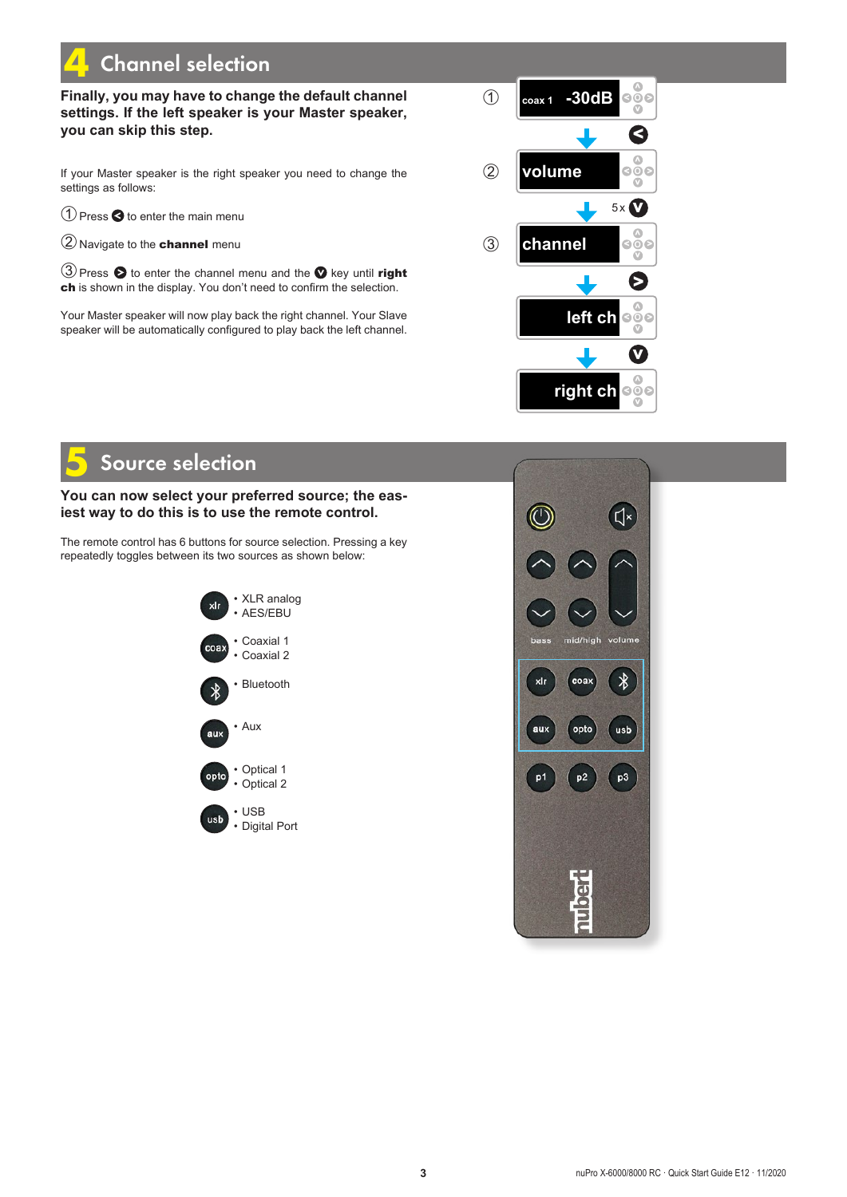# 4 Channel selection

**Finally, you may have to change the default channel settings. If the left speaker is your Master speaker, you can skip this step.**

If your Master speaker is the right speaker you need to change the settings as follows:

① Press ◀ to enter the main menu

② Navigate to the **channel** menu

③ Press ▶ to enter the channel menu and the ▼ key until **right ch** is shown in the display. You don't need to confirm the selection.

Your Master speaker will now play back the right channel. Your Slave speaker will be automatically configured to play back the left channel.

① coax 1 -30dB → ◀
② volume → 5x ▼
③ channel → ▶
left ch → ▼
right ch

# 5 Source selection

**You can now select your preferred source; the easiest way to do this is to use the remote control.**

The remote control has 6 buttons for source selection. Pressing a key repeatedly toggles between its two sources as shown below:

- xlr
  - XLR analog
  - AES/EBU
- coax
  - Coaxial 1
  - Coaxial 2
- Bluetooth button
  - Bluetooth
- aux
  - Aux
- opto
  - Optical 1
  - Optical 2
- usb
  - USB
  - Digital Port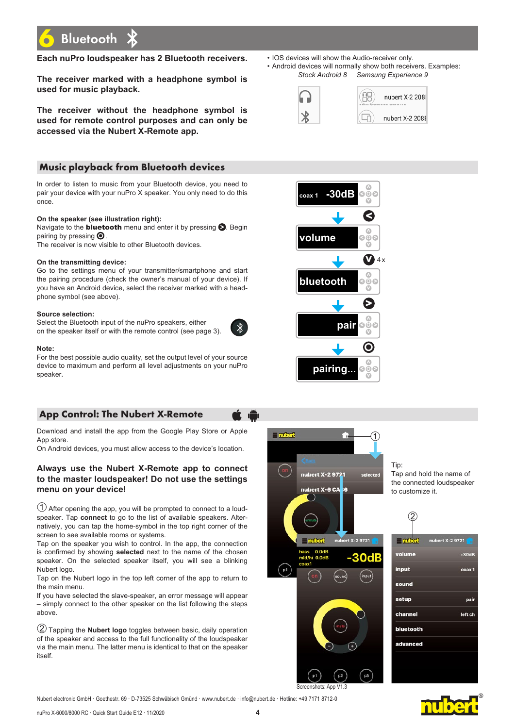# 6 Bluetooth

**Each nuPro loudspeaker has 2 Bluetooth receivers.**

**The receiver marked with a headphone symbol is used for music playback.**

**The receiver without the headphone symbol is used for remote control purposes and can only be accessed via the Nubert X-Remote app.**

- IOS devices will show the Audio-receiver only.
- Android devices will normally show both receivers. Examples:

*Stock Android 8* *Samsung Experience 9*

nubert X-2 208

nubert X-2 208

## Music playback from Bluetooth devices

In order to listen to music from your Bluetooth device, you need to pair your device with your nuPro X speaker. You only need to do this once.

**On the speaker (see illustration right):**
Navigate to the **bluetooth** menu and enter it by pressing ➤. Begin pairing by pressing ⊙.
The receiver is now visible to other Bluetooth devices.

**On the transmitting device:**
Go to the settings menu of your transmitter/smartphone and start the pairing procedure (check the owner's manual of your device). If you have an Android device, select the receiver marked with a headphone symbol (see above).

**Source selection:**
Select the Bluetooth input of the nuPro speakers, either on the speaker itself or with the remote control (see page 3).

**Note:**
For the best possible audio quality, set the output level of your source device to maximum and perform all level adjustments on your nuPro speaker.

coax 1 -30dB

volume

4 x

bluetooth

pair

pairing...

## App Control: The Nubert X-Remote

Download and install the app from the Google Play Store or Apple App store.
On Android devices, you must allow access to the device's location.

**Always use the Nubert X-Remote app to connect to the master loudspeaker! Do not use the settings menu on your device!**

① After opening the app, you will be prompted to connect to a loudspeaker. Tap **connect** to go to the list of available speakers. Alternatively, you can tap the home-symbol in the top right corner of the screen to see available rooms or systems.
Tap on the speaker you wish to control. In the app, the connection is confirmed by showing **selected** next to the name of the chosen speaker. On the selected speaker itself, you will see a blinking Nubert logo.
Tap on the Nubert logo in the top left corner of the app to return to the main menu.
If you have selected the slave-speaker, an error message will appear – simply connect to the other speaker on the list following the steps above.

② Tapping the **Nubert logo** toggles between basic, daily operation of the speaker and access to the full functionality of the loudspeaker via the main menu. The latter menu is identical to that on the speaker itself.

Tip:
Tap and hold the name of the connected loudspeaker to customize it.

Screenshots: App V1.3

Nubert electronic GmbH · Goethestr. 69 · D-73525 Schwäbisch Gmünd · www.nubert.de · info@nubert.de · Hotline: +49 7171 8712-0

nuPro X-6000/8000 RC · Quick Start Guide E12 · 11/2020